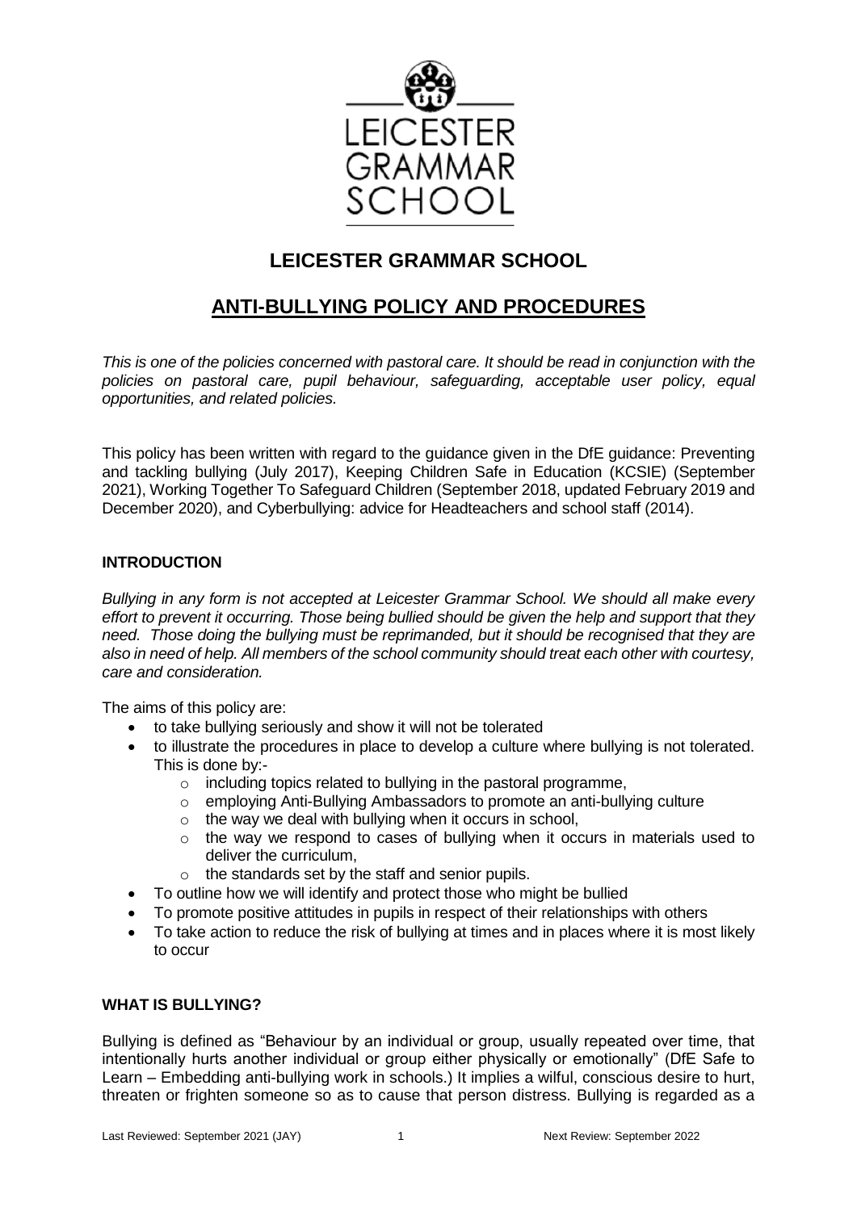# LEICESTER GRAMMAR SCHOOL

## ANTI-BULLYING POLICY AND PROCEDURES

*This is one of the policies concerned with pastoral care. It should be read in conjunction with the policies on pastoral care, pupil behaviour, safeguarding, acceptable user policy, equal opportunities, and related policies.*

This policy has been written with regard to the guidance given in the DfE guidance: Preventing and tackling bullying (July 2017), Keeping Children Safe in Education (KCSIE) (September 2021), Working Together To Safeguard Children (September 2018, updated February 2019 and December 2020), and Cyberbullying: advice for Headteachers and school staff (2014).

### INTRODUCTION

*Bullying in any form is not accepted at Leicester Grammar School. We should all make every effort to prevent it occurring. Those being bullied should be given the help and support that they need. Those doing the bullying must be reprimanded, but it should be recognised that they are also in need of help. All members of the school community should treat each other with courtesy, care and consideration.*

The aims of this policy are:

- to take bullying seriously and show it will not be tolerated
- to illustrate the procedures in place to develop a culture where bullying is not tolerated. This is done by:-
  - including topics related to bullying in the pastoral programme,
  - employing Anti-Bullying Ambassadors to promote an anti-bullying culture
  - the way we deal with bullying when it occurs in school,
  - the way we respond to cases of bullying when it occurs in materials used to deliver the curriculum,
  - the standards set by the staff and senior pupils.
- To outline how we will identify and protect those who might be bullied
- To promote positive attitudes in pupils in respect of their relationships with others
- To take action to reduce the risk of bullying at times and in places where it is most likely to occur

### WHAT IS BULLYING?

Bullying is defined as "Behaviour by an individual or group, usually repeated over time, that intentionally hurts another individual or group either physically or emotionally" (DfE Safe to Learn – Embedding anti-bullying work in schools.) It implies a wilful, conscious desire to hurt, threaten or frighten someone so as to cause that person distress. Bullying is regarded as a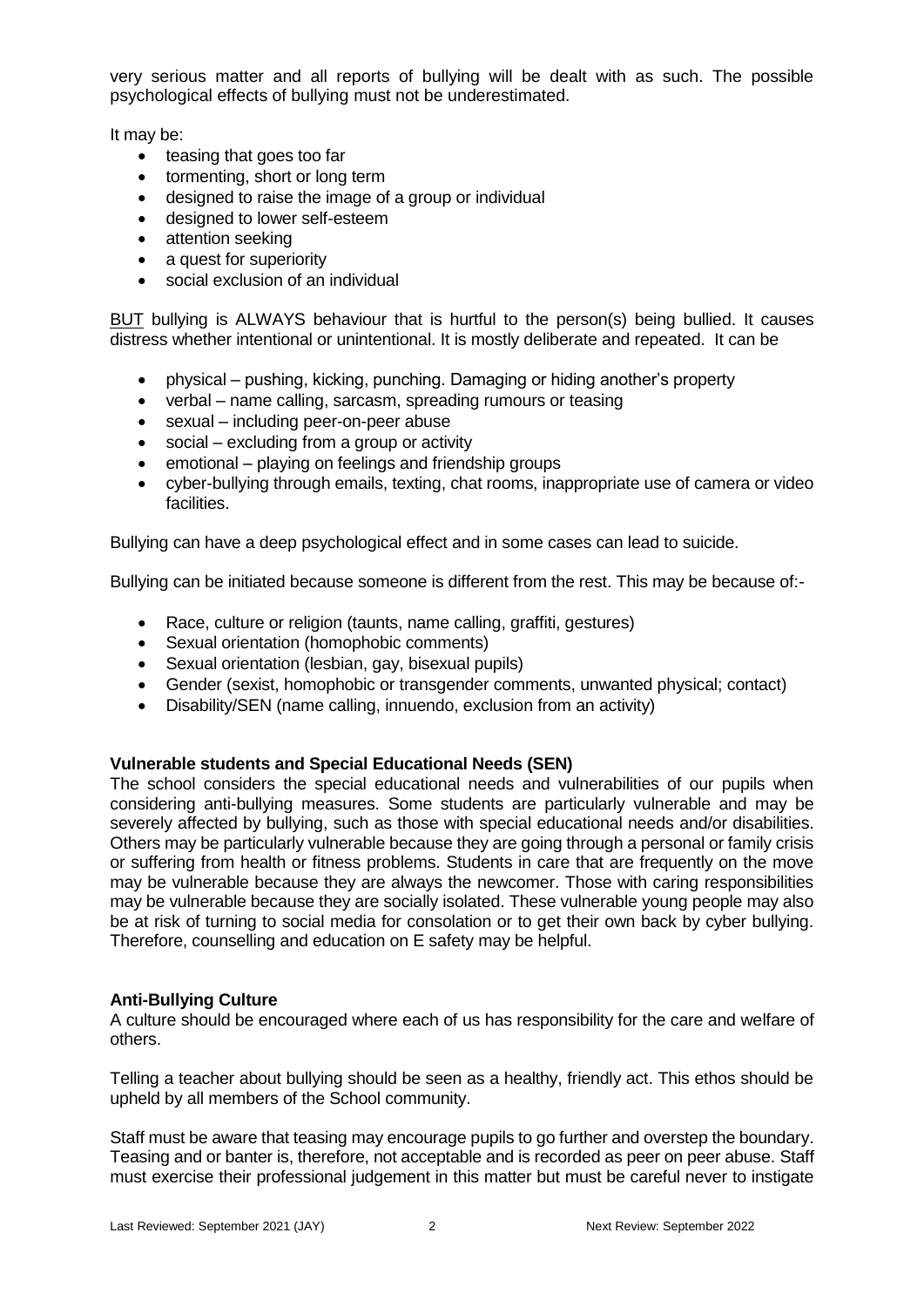very serious matter and all reports of bullying will be dealt with as such. The possible psychological effects of bullying must not be underestimated.

It may be:

- teasing that goes too far
- tormenting, short or long term
- designed to raise the image of a group or individual
- designed to lower self-esteem
- attention seeking
- a quest for superiority
- social exclusion of an individual

BUT bullying is ALWAYS behaviour that is hurtful to the person(s) being bullied. It causes distress whether intentional or unintentional. It is mostly deliberate and repeated. It can be

- physical – pushing, kicking, punching. Damaging or hiding another's property
- verbal – name calling, sarcasm, spreading rumours or teasing
- sexual – including peer-on-peer abuse
- social – excluding from a group or activity
- emotional – playing on feelings and friendship groups
- cyber-bullying through emails, texting, chat rooms, inappropriate use of camera or video facilities.

Bullying can have a deep psychological effect and in some cases can lead to suicide.

Bullying can be initiated because someone is different from the rest. This may be because of:-

- Race, culture or religion (taunts, name calling, graffiti, gestures)
- Sexual orientation (homophobic comments)
- Sexual orientation (lesbian, gay, bisexual pupils)
- Gender (sexist, homophobic or transgender comments, unwanted physical; contact)
- Disability/SEN (name calling, innuendo, exclusion from an activity)

**Vulnerable students and Special Educational Needs (SEN)**

The school considers the special educational needs and vulnerabilities of our pupils when considering anti-bullying measures. Some students are particularly vulnerable and may be severely affected by bullying, such as those with special educational needs and/or disabilities. Others may be particularly vulnerable because they are going through a personal or family crisis or suffering from health or fitness problems. Students in care that are frequently on the move may be vulnerable because they are always the newcomer. Those with caring responsibilities may be vulnerable because they are socially isolated. These vulnerable young people may also be at risk of turning to social media for consolation or to get their own back by cyber bullying. Therefore, counselling and education on E safety may be helpful.

**Anti-Bullying Culture**

A culture should be encouraged where each of us has responsibility for the care and welfare of others.

Telling a teacher about bullying should be seen as a healthy, friendly act. This ethos should be upheld by all members of the School community.

Staff must be aware that teasing may encourage pupils to go further and overstep the boundary. Teasing and or banter is, therefore, not acceptable and is recorded as peer on peer abuse. Staff must exercise their professional judgement in this matter but must be careful never to instigate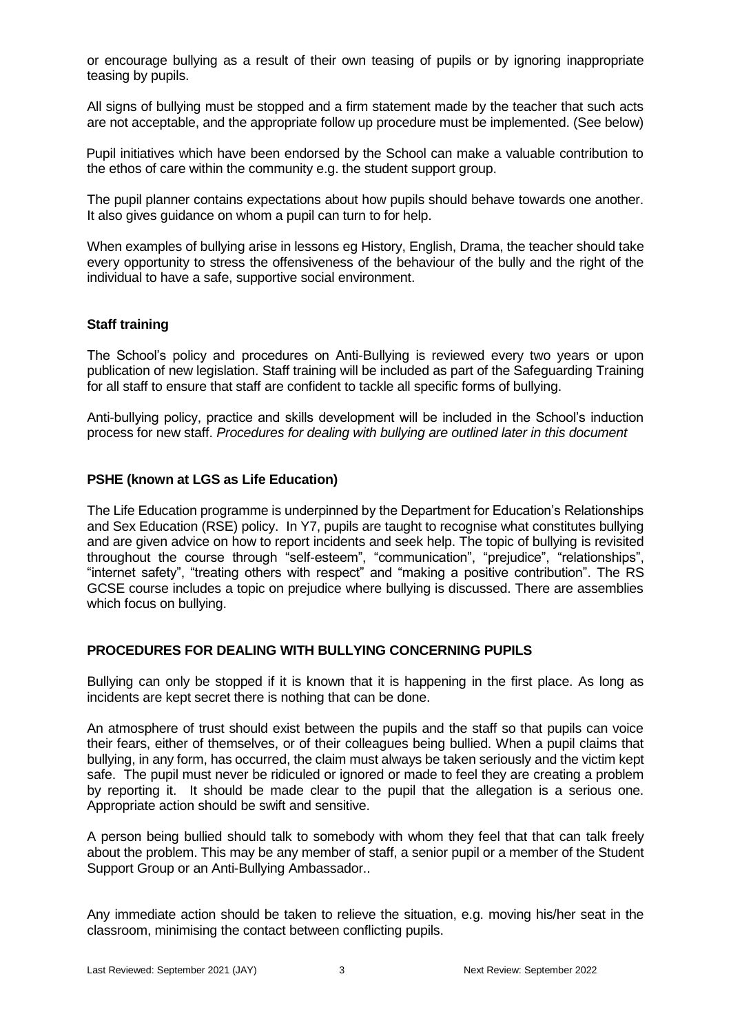or encourage bullying as a result of their own teasing of pupils or by ignoring inappropriate teasing by pupils.

All signs of bullying must be stopped and a firm statement made by the teacher that such acts are not acceptable, and the appropriate follow up procedure must be implemented. (See below)

Pupil initiatives which have been endorsed by the School can make a valuable contribution to the ethos of care within the community e.g. the student support group.

The pupil planner contains expectations about how pupils should behave towards one another. It also gives guidance on whom a pupil can turn to for help.

When examples of bullying arise in lessons eg History, English, Drama, the teacher should take every opportunity to stress the offensiveness of the behaviour of the bully and the right of the individual to have a safe, supportive social environment.

**Staff training**

The School's policy and procedures on Anti-Bullying is reviewed every two years or upon publication of new legislation. Staff training will be included as part of the Safeguarding Training for all staff to ensure that staff are confident to tackle all specific forms of bullying.

Anti-bullying policy, practice and skills development will be included in the School's induction process for new staff. *Procedures for dealing with bullying are outlined later in this document*

**PSHE (known at LGS as Life Education)**

The Life Education programme is underpinned by the Department for Education's Relationships and Sex Education (RSE) policy. In Y7, pupils are taught to recognise what constitutes bullying and are given advice on how to report incidents and seek help. The topic of bullying is revisited throughout the course through "self-esteem", "communication", "prejudice", "relationships", "internet safety", "treating others with respect" and "making a positive contribution". The RS GCSE course includes a topic on prejudice where bullying is discussed. There are assemblies which focus on bullying.

**PROCEDURES FOR DEALING WITH BULLYING CONCERNING PUPILS**

Bullying can only be stopped if it is known that it is happening in the first place. As long as incidents are kept secret there is nothing that can be done.

An atmosphere of trust should exist between the pupils and the staff so that pupils can voice their fears, either of themselves, or of their colleagues being bullied. When a pupil claims that bullying, in any form, has occurred, the claim must always be taken seriously and the victim kept safe. The pupil must never be ridiculed or ignored or made to feel they are creating a problem by reporting it. It should be made clear to the pupil that the allegation is a serious one. Appropriate action should be swift and sensitive.

A person being bullied should talk to somebody with whom they feel that that can talk freely about the problem. This may be any member of staff, a senior pupil or a member of the Student Support Group or an Anti-Bullying Ambassador..

Any immediate action should be taken to relieve the situation, e.g. moving his/her seat in the classroom, minimising the contact between conflicting pupils.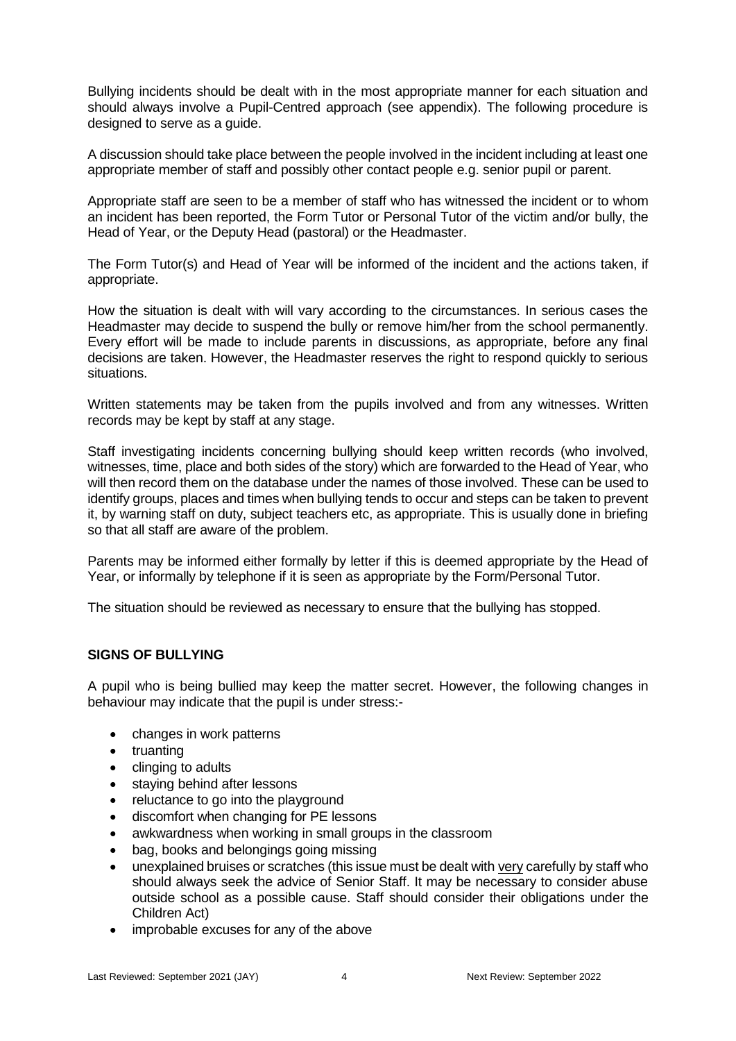Bullying incidents should be dealt with in the most appropriate manner for each situation and should always involve a Pupil-Centred approach (see appendix). The following procedure is designed to serve as a guide.

A discussion should take place between the people involved in the incident including at least one appropriate member of staff and possibly other contact people e.g. senior pupil or parent.

Appropriate staff are seen to be a member of staff who has witnessed the incident or to whom an incident has been reported, the Form Tutor or Personal Tutor of the victim and/or bully, the Head of Year, or the Deputy Head (pastoral) or the Headmaster.

The Form Tutor(s) and Head of Year will be informed of the incident and the actions taken, if appropriate.

How the situation is dealt with will vary according to the circumstances. In serious cases the Headmaster may decide to suspend the bully or remove him/her from the school permanently. Every effort will be made to include parents in discussions, as appropriate, before any final decisions are taken. However, the Headmaster reserves the right to respond quickly to serious situations.

Written statements may be taken from the pupils involved and from any witnesses. Written records may be kept by staff at any stage.

Staff investigating incidents concerning bullying should keep written records (who involved, witnesses, time, place and both sides of the story) which are forwarded to the Head of Year, who will then record them on the database under the names of those involved. These can be used to identify groups, places and times when bullying tends to occur and steps can be taken to prevent it, by warning staff on duty, subject teachers etc, as appropriate. This is usually done in briefing so that all staff are aware of the problem.

Parents may be informed either formally by letter if this is deemed appropriate by the Head of Year, or informally by telephone if it is seen as appropriate by the Form/Personal Tutor.

The situation should be reviewed as necessary to ensure that the bullying has stopped.

## SIGNS OF BULLYING

A pupil who is being bullied may keep the matter secret. However, the following changes in behaviour may indicate that the pupil is under stress:-

- changes in work patterns
- truanting
- clinging to adults
- staying behind after lessons
- reluctance to go into the playground
- discomfort when changing for PE lessons
- awkwardness when working in small groups in the classroom
- bag, books and belongings going missing
- unexplained bruises or scratches (this issue must be dealt with very carefully by staff who should always seek the advice of Senior Staff. It may be necessary to consider abuse outside school as a possible cause. Staff should consider their obligations under the Children Act)
- improbable excuses for any of the above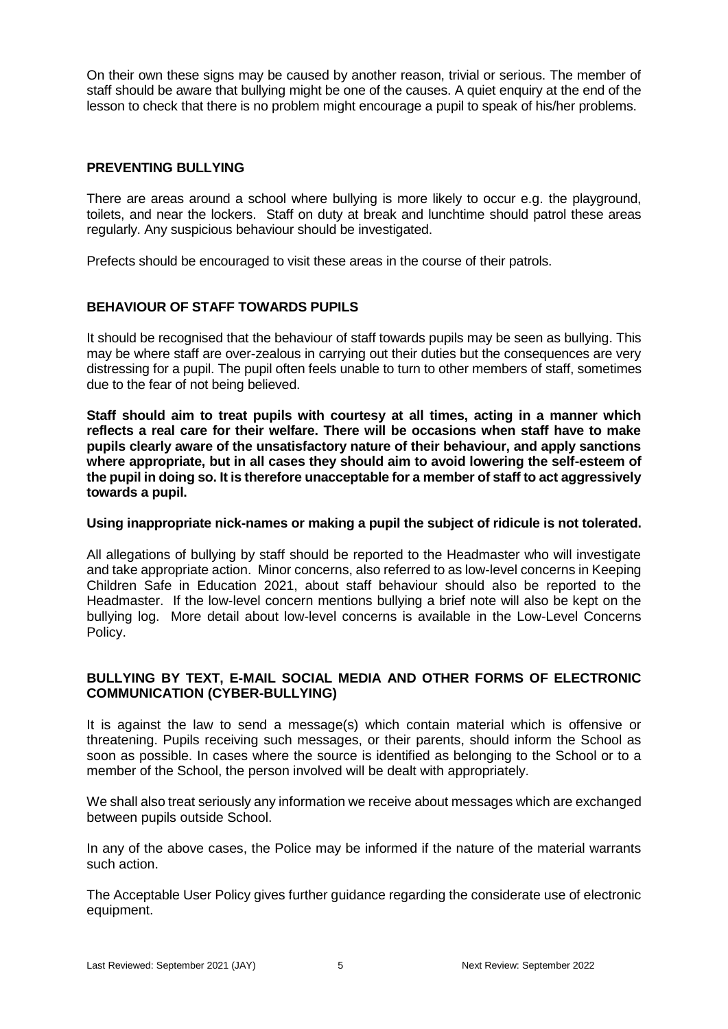On their own these signs may be caused by another reason, trivial or serious. The member of staff should be aware that bullying might be one of the causes. A quiet enquiry at the end of the lesson to check that there is no problem might encourage a pupil to speak of his/her problems.

## PREVENTING BULLYING

There are areas around a school where bullying is more likely to occur e.g. the playground, toilets, and near the lockers. Staff on duty at break and lunchtime should patrol these areas regularly. Any suspicious behaviour should be investigated.

Prefects should be encouraged to visit these areas in the course of their patrols.

## BEHAVIOUR OF STAFF TOWARDS PUPILS

It should be recognised that the behaviour of staff towards pupils may be seen as bullying. This may be where staff are over-zealous in carrying out their duties but the consequences are very distressing for a pupil. The pupil often feels unable to turn to other members of staff, sometimes due to the fear of not being believed.

**Staff should aim to treat pupils with courtesy at all times, acting in a manner which reflects a real care for their welfare. There will be occasions when staff have to make pupils clearly aware of the unsatisfactory nature of their behaviour, and apply sanctions where appropriate, but in all cases they should aim to avoid lowering the self-esteem of the pupil in doing so. It is therefore unacceptable for a member of staff to act aggressively towards a pupil.**

**Using inappropriate nick-names or making a pupil the subject of ridicule is not tolerated.**

All allegations of bullying by staff should be reported to the Headmaster who will investigate and take appropriate action. Minor concerns, also referred to as low-level concerns in Keeping Children Safe in Education 2021, about staff behaviour should also be reported to the Headmaster. If the low-level concern mentions bullying a brief note will also be kept on the bullying log. More detail about low-level concerns is available in the Low-Level Concerns Policy.

## BULLYING BY TEXT, E-MAIL SOCIAL MEDIA AND OTHER FORMS OF ELECTRONIC COMMUNICATION (CYBER-BULLYING)

It is against the law to send a message(s) which contain material which is offensive or threatening. Pupils receiving such messages, or their parents, should inform the School as soon as possible. In cases where the source is identified as belonging to the School or to a member of the School, the person involved will be dealt with appropriately.

We shall also treat seriously any information we receive about messages which are exchanged between pupils outside School.

In any of the above cases, the Police may be informed if the nature of the material warrants such action.

The Acceptable User Policy gives further guidance regarding the considerate use of electronic equipment.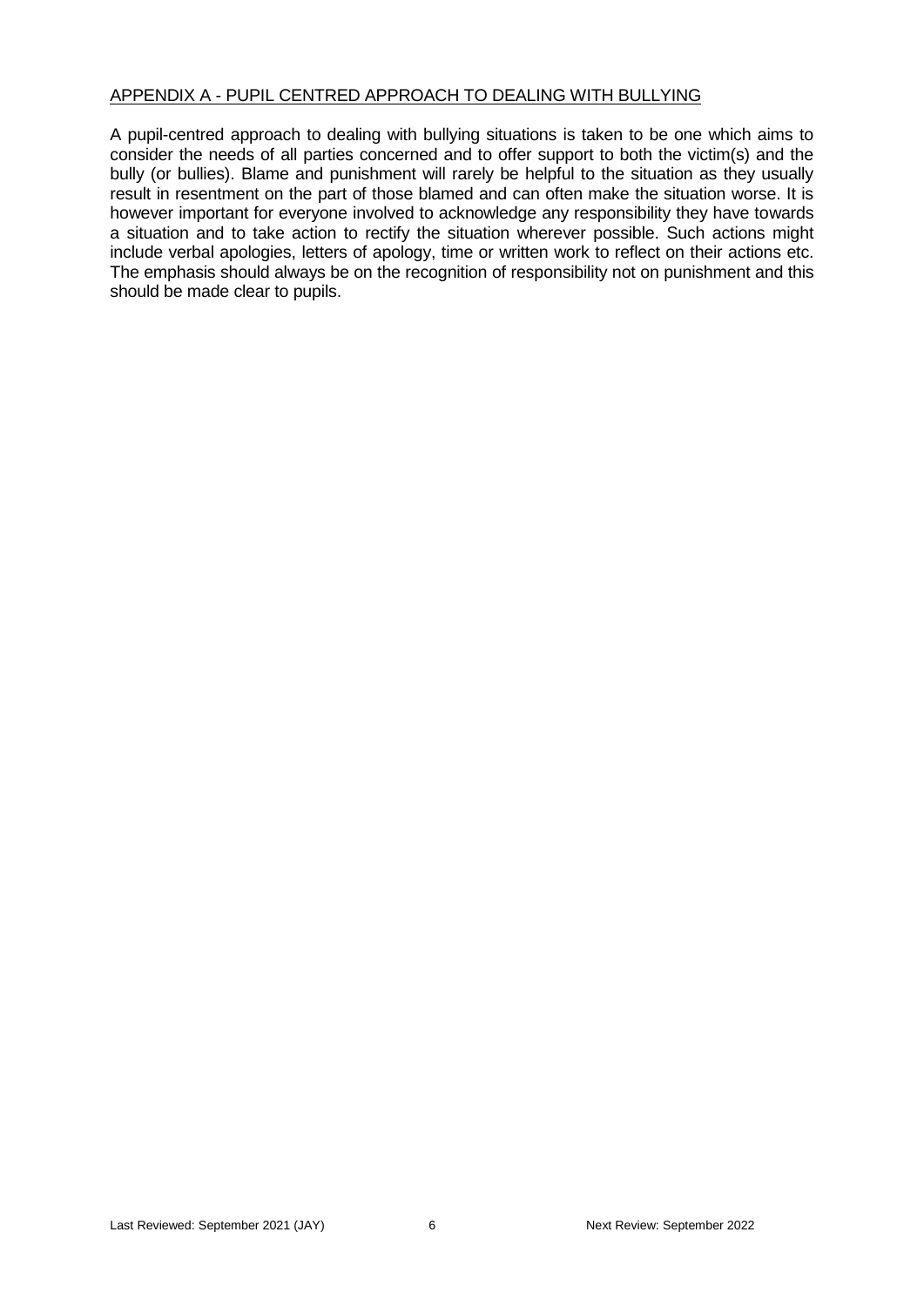## APPENDIX A - PUPIL CENTRED APPROACH TO DEALING WITH BULLYING

A pupil-centred approach to dealing with bullying situations is taken to be one which aims to consider the needs of all parties concerned and to offer support to both the victim(s) and the bully (or bullies). Blame and punishment will rarely be helpful to the situation as they usually result in resentment on the part of those blamed and can often make the situation worse. It is however important for everyone involved to acknowledge any responsibility they have towards a situation and to take action to rectify the situation wherever possible. Such actions might include verbal apologies, letters of apology, time or written work to reflect on their actions etc. The emphasis should always be on the recognition of responsibility not on punishment and this should be made clear to pupils.